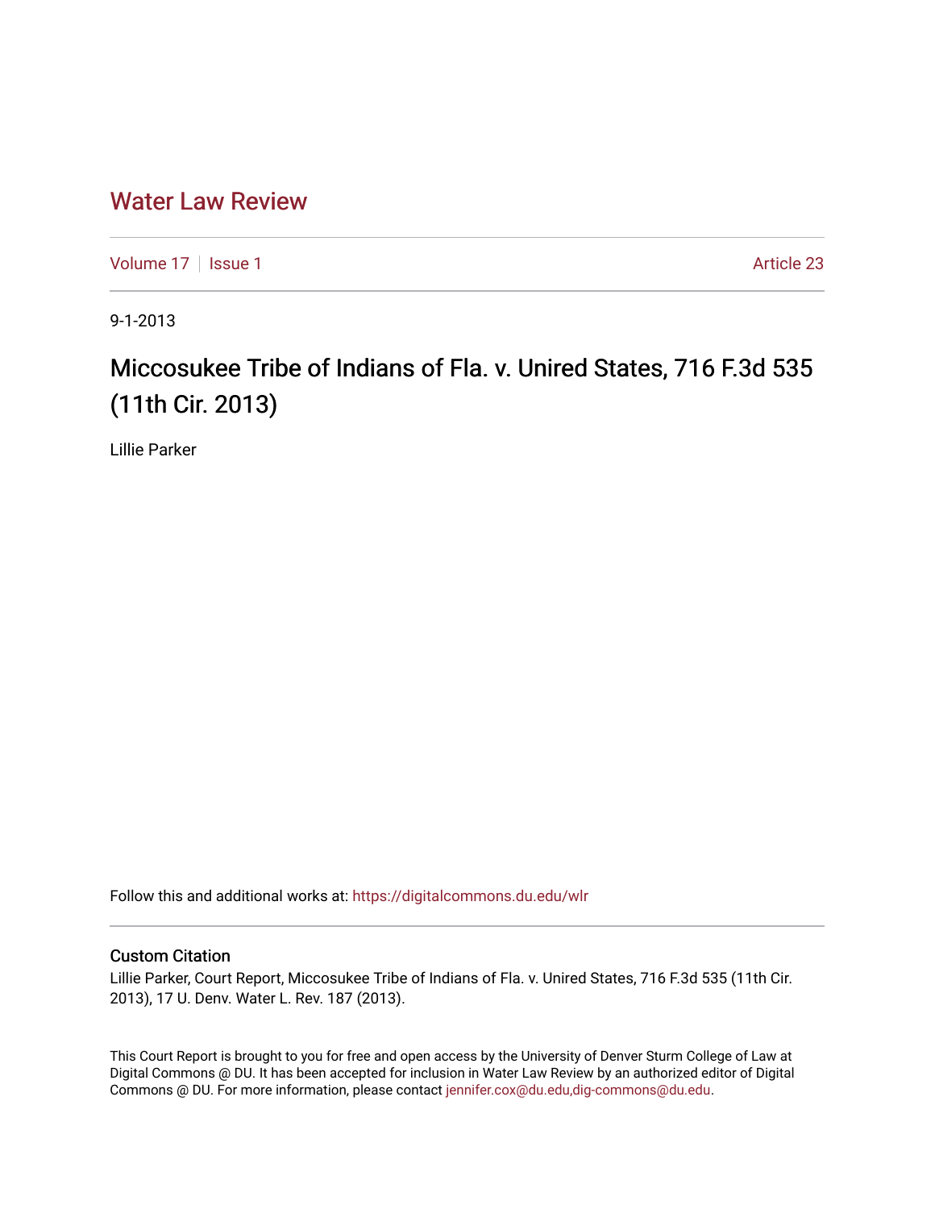# Water Law Review

Volume 17 | Issue 1 | Article 23

9-1-2013

## Miccosukee Tribe of Indians of Fla. v. Unired States, 716 F.3d 535 (11th Cir. 2013)

Lillie Parker

Follow this and additional works at: https://digitalcommons.du.edu/wlr

### Custom Citation

Lillie Parker, Court Report, Miccosukee Tribe of Indians of Fla. v. Unired States, 716 F.3d 535 (11th Cir. 2013), 17 U. Denv. Water L. Rev. 187 (2013).

This Court Report is brought to you for free and open access by the University of Denver Sturm College of Law at Digital Commons @ DU. It has been accepted for inclusion in Water Law Review by an authorized editor of Digital Commons @ DU. For more information, please contact jennifer.cox@du.edu,dig-commons@du.edu.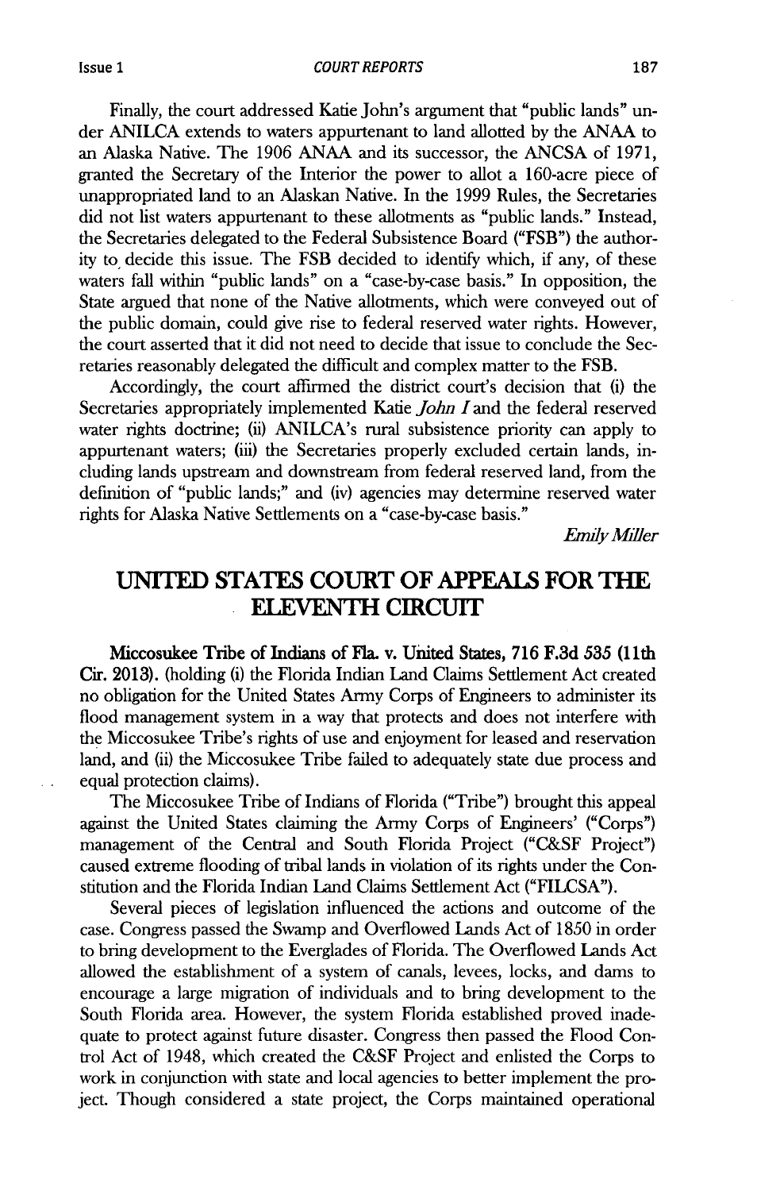Finally, the court addressed Katie John's argument that "public lands" under ANILCA extends to waters appurtenant to land allotted by the ANAA to an Alaska Native. The 1906 ANAA and its successor, the ANCSA of 1971, granted the Secretary of the Interior the power to allot a 160-acre piece of unappropriated land to an Alaskan Native. In the 1999 Rules, the Secretaries did not list waters appurtenant to these allotments as "public lands." Instead, the Secretaries delegated to the Federal Subsistence Board ("FSB") the authority to decide this issue. The FSB decided to identify which, if any, of these waters fall within "public lands" on a "case-by-case basis." In opposition, the State argued that none of the Native allotments, which were conveyed out of the public domain, could give rise to federal reserved water rights. However, the court asserted that it did not need to decide that issue to conclude the Secretaries reasonably delegated the difficult and complex matter to the FSB.

Accordingly, the court affirmed the district court's decision that (i) the Secretaries appropriately implemented Katie *John I* and the federal reserved water rights doctrine; (ii) ANILCA's rural subsistence priority can apply to appurtenant waters; (iii) the Secretaries properly excluded certain lands, including lands upstream and downstream from federal reserved land, from the definition of "public lands;" and (iv) agencies may determine reserved water rights for Alaska Native Settlements on a "case-by-case basis."

*Emily Miller*

## UNITED STATES COURT OF APPEALS FOR THE ELEVENTH CIRCUIT

**Miccosukee Tribe of Indians of Fla. v. United States, 716 F.3d 535 (11th Cir. 2013).** (holding (i) the Florida Indian Land Claims Settlement Act created no obligation for the United States Army Corps of Engineers to administer its flood management system in a way that protects and does not interfere with the Miccosukee Tribe's rights of use and enjoyment for leased and reservation land, and (ii) the Miccosukee Tribe failed to adequately state due process and equal protection claims).

The Miccosukee Tribe of Indians of Florida ("Tribe") brought this appeal against the United States claiming the Army Corps of Engineers' ("Corps") management of the Central and South Florida Project ("C&SF Project") caused extreme flooding of tribal lands in violation of its rights under the Constitution and the Florida Indian Land Claims Settlement Act ("FILCSA").

Several pieces of legislation influenced the actions and outcome of the case. Congress passed the Swamp and Overflowed Lands Act of 1850 in order to bring development to the Everglades of Florida. The Overflowed Lands Act allowed the establishment of a system of canals, levees, locks, and dams to encourage a large migration of individuals and to bring development to the South Florida area. However, the system Florida established proved inadequate to protect against future disaster. Congress then passed the Flood Control Act of 1948, which created the C&SF Project and enlisted the Corps to work in conjunction with state and local agencies to better implement the project. Though considered a state project, the Corps maintained operational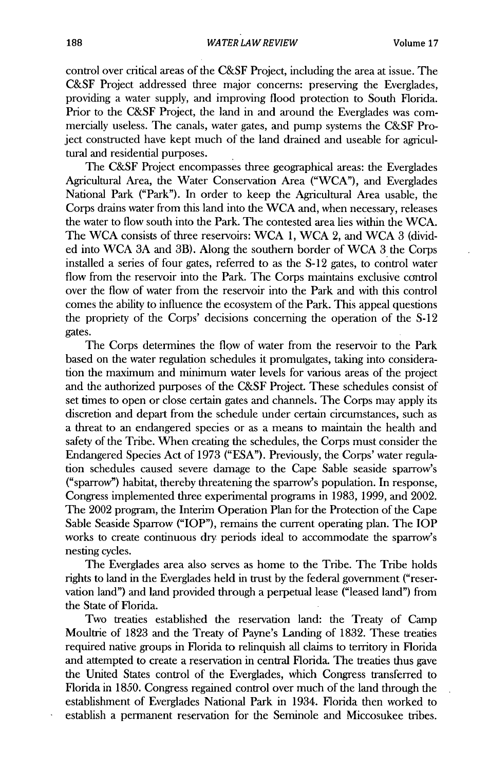control over critical areas of the C&SF Project, including the area at issue. The C&SF Project addressed three major concerns: preserving the Everglades, providing a water supply, and improving flood protection to South Florida. Prior to the C&SF Project, the land in and around the Everglades was commercially useless. The canals, water gates, and pump systems the C&SF Project constructed have kept much of the land drained and useable for agricultural and residential purposes.

The C&SF Project encompasses three geographical areas: the Everglades Agricultural Area, the Water Conservation Area ("WCA"), and Everglades National Park ("Park"). In order to keep the Agricultural Area usable, the Corps drains water from this land into the WCA and, when necessary, releases the water to flow south into the Park. The contested area lies within the WCA. The WCA consists of three reservoirs: WCA 1, WCA 2, and WCA 3 (divided into WCA 3A and 3B). Along the southern border of WCA 3 the Corps installed a series of four gates, referred to as the S-12 gates, to control water flow from the reservoir into the Park. The Corps maintains exclusive control over the flow of water from the reservoir into the Park and with this control comes the ability to influence the ecosystem of the Park. This appeal questions the propriety of the Corps' decisions concerning the operation of the S-12 gates.

The Corps determines the flow of water from the reservoir to the Park based on the water regulation schedules it promulgates, taking into consideration the maximum and minimum water levels for various areas of the project and the authorized purposes of the C&SF Project. These schedules consist of set times to open or close certain gates and channels. The Corps may apply its discretion and depart from the schedule under certain circumstances, such as a threat to an endangered species or as a means to maintain the health and safety of the Tribe. When creating the schedules, the Corps must consider the Endangered Species Act of 1973 ("ESA"). Previously, the Corps' water regulation schedules caused severe damage to the Cape Sable seaside sparrow's ("sparrow") habitat, thereby threatening the sparrow's population. In response, Congress implemented three experimental programs in 1983, 1999, and 2002. The 2002 program, the Interim Operation Plan for the Protection of the Cape Sable Seaside Sparrow ("IOP"), remains the current operating plan. The IOP works to create continuous dry periods ideal to accommodate the sparrow's nesting cycles.

The Everglades area also serves as home to the Tribe. The Tribe holds rights to land in the Everglades held in trust by the federal government ("reservation land") and land provided through a perpetual lease ("leased land") from the State of Florida.

Two treaties established the reservation land: the Treaty of Camp Moultrie of 1823 and the Treaty of Payne's Landing of 1832. These treaties required native groups in Florida to relinquish all claims to territory in Florida and attempted to create a reservation in central Florida. The treaties thus gave the United States control of the Everglades, which Congress transferred to Florida in 1850. Congress regained control over much of the land through the establishment of Everglades National Park in 1934. Florida then worked to establish a permanent reservation for the Seminole and Miccosukee tribes.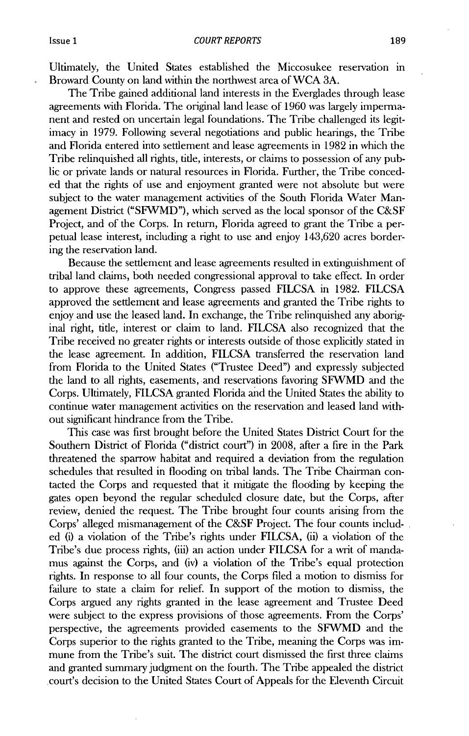Ultimately, the United States established the Miccosukee reservation in Broward County on land within the northwest area of WCA 3A.

The Tribe gained additional land interests in the Everglades through lease agreements with Florida. The original land lease of 1960 was largely impermanent and rested on uncertain legal foundations. The Tribe challenged its legitimacy in 1979. Following several negotiations and public hearings, the Tribe and Florida entered into settlement and lease agreements in 1982 in which the Tribe relinquished all rights, title, interests, or claims to possession of any public or private lands or natural resources in Florida. Further, the Tribe conceded that the rights of use and enjoyment granted were not absolute but were subject to the water management activities of the South Florida Water Management District ("SFWMD"), which served as the local sponsor of the C&SF Project, and of the Corps. In return, Florida agreed to grant the Tribe a perpetual lease interest, including a right to use and enjoy 143,620 acres bordering the reservation land.

Because the settlement and lease agreements resulted in extinguishment of tribal land claims, both needed congressional approval to take effect. In order to approve these agreements, Congress passed FILCSA in 1982. FILCSA approved the settlement and lease agreements and granted the Tribe rights to enjoy and use the leased land. In exchange, the Tribe relinquished any aboriginal right, title, interest or claim to land. FILCSA also recognized that the Tribe received no greater rights or interests outside of those explicitly stated in the lease agreement. In addition, FILCSA transferred the reservation land from Florida to the United States ("Trustee Deed") and expressly subjected the land to all rights, easements, and reservations favoring SFWMD and the Corps. Ultimately, FILCSA granted Florida and the United States the ability to continue water management activities on the reservation and leased land without significant hindrance from the Tribe.

This case was first brought before the United States District Court for the Southern District of Florida ("district court") in 2008, after a fire in the Park threatened the sparrow habitat and required a deviation from the regulation schedules that resulted in flooding on tribal lands. The Tribe Chairman contacted the Corps and requested that it mitigate the flooding by keeping the gates open beyond the regular scheduled closure date, but the Corps, after review, denied the request. The Tribe brought four counts arising from the Corps' alleged mismanagement of the C&SF Project. The four counts included (i) a violation of the Tribe's rights under FILCSA, (ii) a violation of the Tribe's due process rights, (iii) an action under FILCSA for a writ of mandamus against the Corps, and (iv) a violation of the Tribe's equal protection rights. In response to all four counts, the Corps filed a motion to dismiss for failure to state a claim for relief. In support of the motion to dismiss, the Corps argued any rights granted in the lease agreement and Trustee Deed were subject to the express provisions of those agreements. From the Corps' perspective, the agreements provided easements to the SFWMD and the Corps superior to the rights granted to the Tribe, meaning the Corps was immune from the Tribe's suit. The district court dismissed the first three claims and granted summary judgment on the fourth. The Tribe appealed the district court's decision to the United States Court of Appeals for the Eleventh Circuit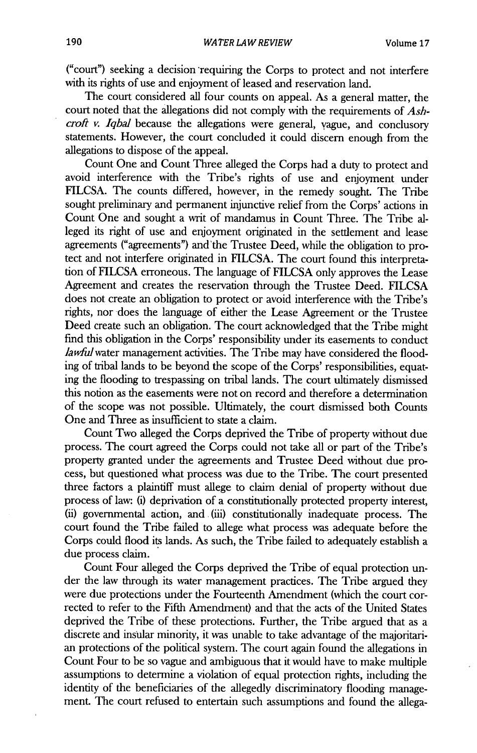("court") seeking a decision requiring the Corps to protect and not interfere with its rights of use and enjoyment of leased and reservation land.

The court considered all four counts on appeal. As a general matter, the court noted that the allegations did not comply with the requirements of *Ashcroft v. Iqbal* because the allegations were general, vague, and conclusory statements. However, the court concluded it could discern enough from the allegations to dispose of the appeal.

Count One and Count Three alleged the Corps had a duty to protect and avoid interference with the Tribe's rights of use and enjoyment under FILCSA. The counts differed, however, in the remedy sought. The Tribe sought preliminary and permanent injunctive relief from the Corps' actions in Count One and sought a writ of mandamus in Count Three. The Tribe alleged its right of use and enjoyment originated in the settlement and lease agreements ("agreements") and the Trustee Deed, while the obligation to protect and not interfere originated in FILCSA. The court found this interpretation of FILCSA erroneous. The language of FILCSA only approves the Lease Agreement and creates the reservation through the Trustee Deed. FILCSA does not create an obligation to protect or avoid interference with the Tribe's rights, nor does the language of either the Lease Agreement or the Trustee Deed create such an obligation. The court acknowledged that the Tribe might find this obligation in the Corps' responsibility under its easements to conduct *lawful* water management activities. The Tribe may have considered the flooding of tribal lands to be beyond the scope of the Corps' responsibilities, equating the flooding to trespassing on tribal lands. The court ultimately dismissed this notion as the easements were not on record and therefore a determination of the scope was not possible. Ultimately, the court dismissed both Counts One and Three as insufficient to state a claim.

Count Two alleged the Corps deprived the Tribe of property without due process. The court agreed the Corps could not take all or part of the Tribe's property granted under the agreements and Trustee Deed without due process, but questioned what process was due to the Tribe. The court presented three factors a plaintiff must allege to claim denial of property without due process of law: (i) deprivation of a constitutionally protected property interest, (ii) governmental action, and (iii) constitutionally inadequate process. The court found the Tribe failed to allege what process was adequate before the Corps could flood its lands. As such, the Tribe failed to adequately establish a due process claim.

Count Four alleged the Corps deprived the Tribe of equal protection under the law through its water management practices. The Tribe argued they were due protections under the Fourteenth Amendment (which the court corrected to refer to the Fifth Amendment) and that the acts of the United States deprived the Tribe of these protections. Further, the Tribe argued that as a discrete and insular minority, it was unable to take advantage of the majoritarian protections of the political system. The court again found the allegations in Count Four to be so vague and ambiguous that it would have to make multiple assumptions to determine a violation of equal protection rights, including the identity of the beneficiaries of the allegedly discriminatory flooding management. The court refused to entertain such assumptions and found the allega-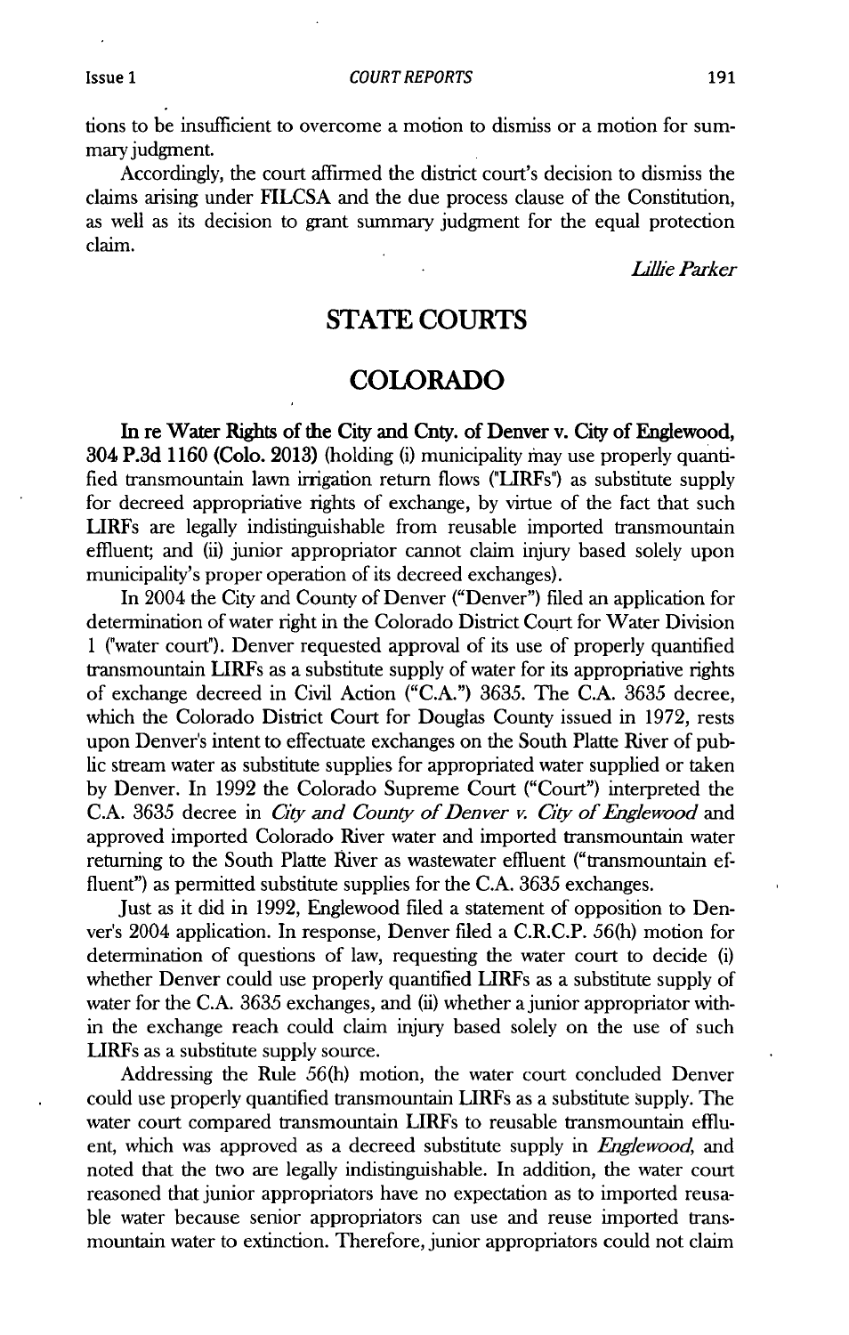tions to be insufficient to overcome a motion to dismiss or a motion for summary judgment.

Accordingly, the court affirmed the district court's decision to dismiss the claims arising under FILCSA and the due process clause of the Constitution, as well as its decision to grant summary judgment for the equal protection claim.

*Lillie Parker*

## STATE COURTS

## COLORADO

**In re Water Rights of the City and Cnty. of Denver v. City of Englewood, 304 P.3d 1160 (Colo. 2013)** (holding (i) municipality may use properly quantified transmountain lawn irrigation return flows ("LIRFs") as substitute supply for decreed appropriative rights of exchange, by virtue of the fact that such LIRFs are legally indistinguishable from reusable imported transmountain effluent; and (ii) junior appropriator cannot claim injury based solely upon municipality's proper operation of its decreed exchanges).

In 2004 the City and County of Denver ("Denver") filed an application for determination of water right in the Colorado District Court for Water Division 1 ("water court"). Denver requested approval of its use of properly quantified transmountain LIRFs as a substitute supply of water for its appropriative rights of exchange decreed in Civil Action ("C.A.") 3635. The C.A. 3635 decree, which the Colorado District Court for Douglas County issued in 1972, rests upon Denver's intent to effectuate exchanges on the South Platte River of public stream water as substitute supplies for appropriated water supplied or taken by Denver. In 1992 the Colorado Supreme Court ("Court") interpreted the C.A. 3635 decree in *City and County of Denver v. City of Englewood* and approved imported Colorado River water and imported transmountain water returning to the South Platte River as wastewater effluent ("transmountain effluent") as permitted substitute supplies for the C.A. 3635 exchanges.

Just as it did in 1992, Englewood filed a statement of opposition to Denver's 2004 application. In response, Denver filed a C.R.C.P. 56(h) motion for determination of questions of law, requesting the water court to decide (i) whether Denver could use properly quantified LIRFs as a substitute supply of water for the C.A. 3635 exchanges, and (ii) whether a junior appropriator within the exchange reach could claim injury based solely on the use of such LIRFs as a substitute supply source.

Addressing the Rule 56(h) motion, the water court concluded Denver could use properly quantified transmountain LIRFs as a substitute supply. The water court compared transmountain LIRFs to reusable transmountain effluent, which was approved as a decreed substitute supply in *Englewood*, and noted that the two are legally indistinguishable. In addition, the water court reasoned that junior appropriators have no expectation as to imported reusable water because senior appropriators can use and reuse imported transmountain water to extinction. Therefore, junior appropriators could not claim